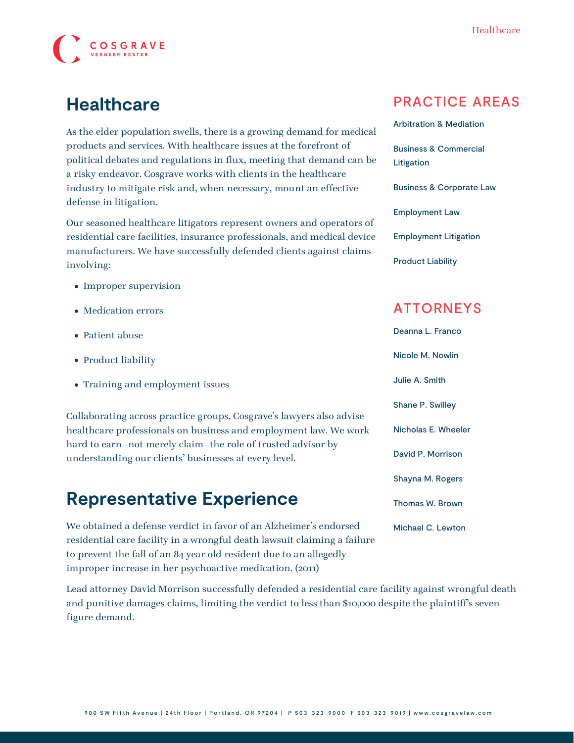# Healthcare

As the elder population swells, there is a growing demand for medical products and services. With healthcare issues at the forefront of political debates and regulations in flux, meeting that demand can be a risky endeavor. Cosgrave works with clients in the healthcare industry to mitigate risk and, when necessary, mount an effective defense in litigation.

Our seasoned healthcare litigators represent owners and operators of residential care facilities, insurance professionals, and medical device manufacturers. We have successfully defended clients against claims involving:

- Improper supervision
- Medication errors
- Patient abuse
- Product liability
- Training and employment issues

Collaborating across practice groups, Cosgrave's lawyers also advise healthcare professionals on business and employment law. We work hard to earn—not merely claim—the role of trusted advisor by understanding our clients' businesses at every level.

## Representative Experience

We obtained a defense verdict in favor of an Alzheimer's endorsed residential care facility in a wrongful death lawsuit claiming a failure to prevent the fall of an 84-year-old resident due to an allegedly improper increase in her psychoactive medication. (2011)

Lead attorney David Morrison successfully defended a residential care facility against wrongful death and punitive damages claims, limiting the verdict to less than $10,000 despite the plaintiff's seven-figure demand.

## PRACTICE AREAS

- Arbitration & Mediation
- Business & Commercial Litigation
- Business & Corporate Law
- Employment Law
- Employment Litigation
- Product Liability

## ATTORNEYS

- Deanna L. Franco
- Nicole M. Nowlin
- Julie A. Smith
- Shane P. Swilley
- Nicholas E. Wheeler
- David P. Morrison
- Shayna M. Rogers
- Thomas W. Brown
- Michael C. Lewton

900 SW Fifth Avenue | 24th Floor | Portland, OR 97204 | P 503-323-9000 F 503-323-9019 | www.cosgravelaw.com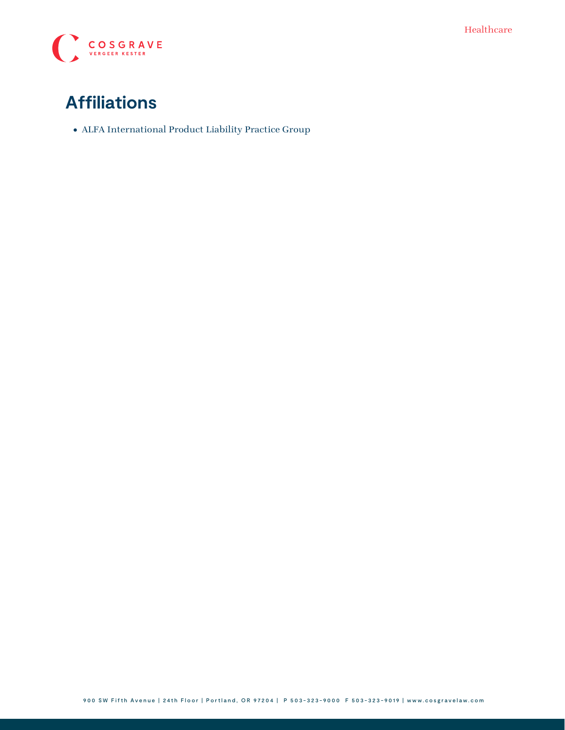## Affiliations

- ALFA International Product Liability Practice Group